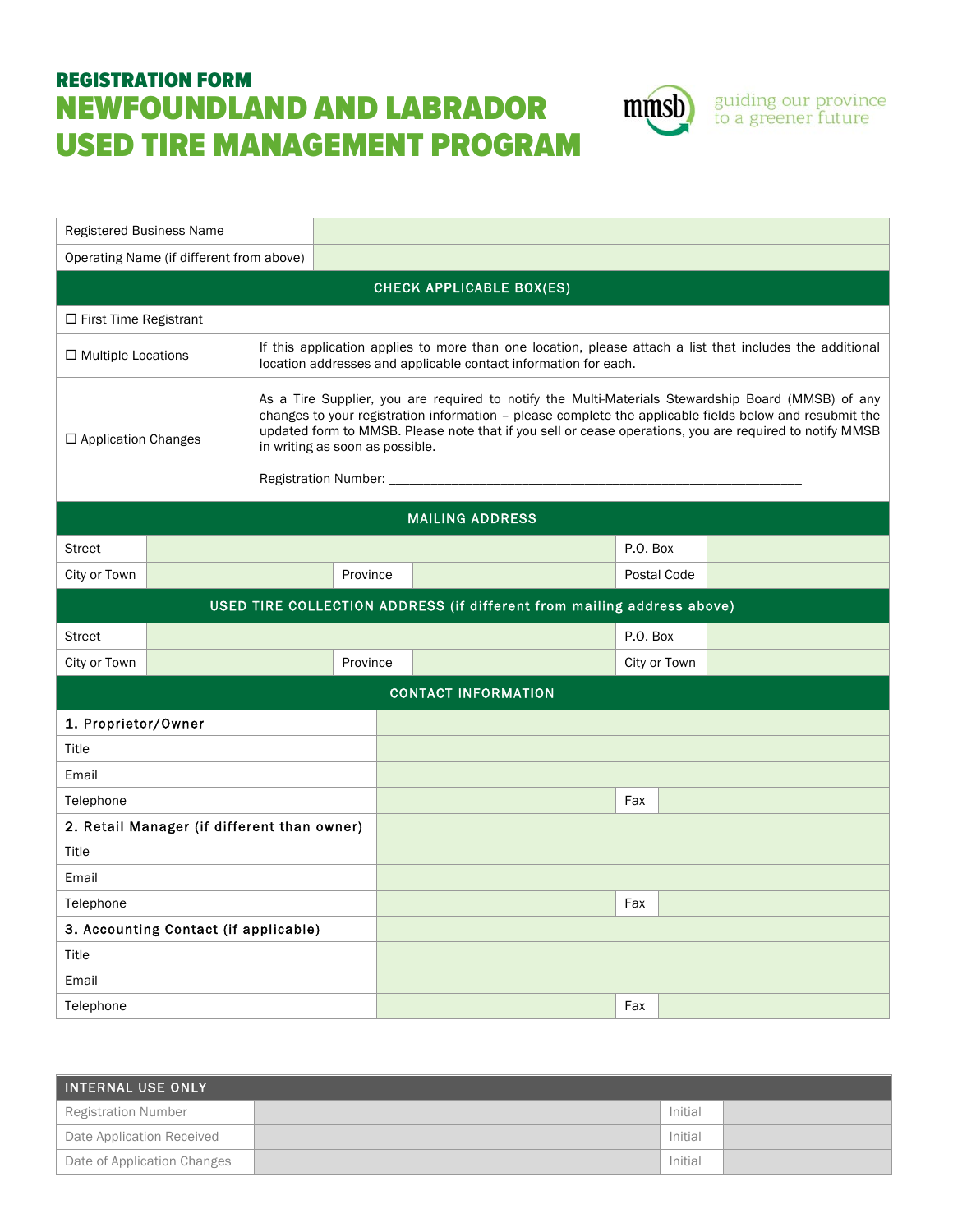REGISTRATION FORM

# NEWFOUNDLAND AND LABRADOR USED TIRE MANAGEMENT PROGRAM

mmsb guiding our province to a greener future

| Registered Business Name | |
|---|---|
| Operating Name (if different from above) | |

| CHECK APPLICABLE BOX(ES) | |
|---|---|
| ☐ First Time Registrant | |
| ☐ Multiple Locations | If this application applies to more than one location, please attach a list that includes the additional location addresses and applicable contact information for each. |
| ☐ Application Changes | As a Tire Supplier, you are required to notify the Multi-Materials Stewardship Board (MMSB) of any changes to your registration information – please complete the applicable fields below and resubmit the updated form to MMSB. Please note that if you sell or cease operations, you are required to notify MMSB in writing as soon as possible.<br><br>Registration Number: ___________________________________________________________ |

| MAILING ADDRESS | | | | | |
|---|---|---|---|---|---|
| Street | | | | P.O. Box | |
| City or Town | | Province | | Postal Code | |

| USED TIRE COLLECTION ADDRESS (if different from mailing address above) | | | | | |
|---|---|---|---|---|---|
| Street | | | | P.O. Box | |
| City or Town | | Province | | City or Town | |

| CONTACT INFORMATION | | | |
|---|---|---|---|
| **1. Proprietor/Owner** | | | |
| Title | | | |
| Email | | | |
| Telephone | | Fax | |
| **2. Retail Manager (if different than owner)** | | | |
| Title | | | |
| Email | | | |
| Telephone | | Fax | |
| **3. Accounting Contact (if applicable)** | | | |
| Title | | | |
| Email | | | |
| Telephone | | Fax | |

| INTERNAL USE ONLY | | | |
|---|---|---|---|
| Registration Number | | Initial | |
| Date Application Received | | Initial | |
| Date of Application Changes | | Initial | |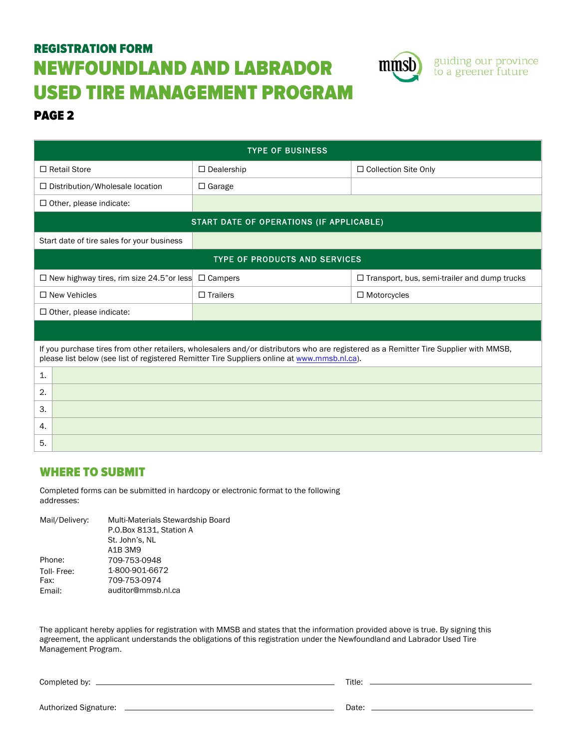# REGISTRATION FORM

# NEWFOUNDLAND AND LABRADOR USED TIRE MANAGEMENT PROGRAM

guiding our province to a greener future

## PAGE 2

| TYPE OF BUSINESS | | |
|---|---|---|
| ☐ Retail Store | ☐ Dealership | ☐ Collection Site Only |
| ☐ Distribution/Wholesale location | ☐ Garage | |
| ☐ Other, please indicate: | | |
| **START DATE OF OPERATIONS (IF APPLICABLE)** | | |
| Start date of tire sales for your business | | |
| **TYPE OF PRODUCTS AND SERVICES** | | |
| ☐ New highway tires, rim size 24.5"or less | ☐ Campers | ☐ Transport, bus, semi-trailer and dump trucks |
| ☐ New Vehicles | ☐ Trailers | ☐ Motorcycles |
| ☐ Other, please indicate: | | |

If you purchase tires from other retailers, wholesalers and/or distributors who are registered as a Remitter Tire Supplier with MMSB, please list below (see list of registered Remitter Tire Suppliers online at www.mmsb.nl.ca).

| | |
|---|---|
| 1. | |
| 2. | |
| 3. | |
| 4. | |
| 5. | |

## WHERE TO SUBMIT

Completed forms can be submitted in hardcopy or electronic format to the following addresses:

Mail/Delivery: Multi-Materials Stewardship Board
P.O.Box 8131, Station A
St. John's, NL
A1B 3M9

Phone: 709-753-0948
Toll- Free: 1-800-901-6672
Fax: 709-753-0974
Email: auditor@mmsb.nl.ca

The applicant hereby applies for registration with MMSB and states that the information provided above is true. By signing this agreement, the applicant understands the obligations of this registration under the Newfoundland and Labrador Used Tire Management Program.

Completed by: ______________________ Title: ______________________

Authorized Signature: ______________________ Date: ______________________